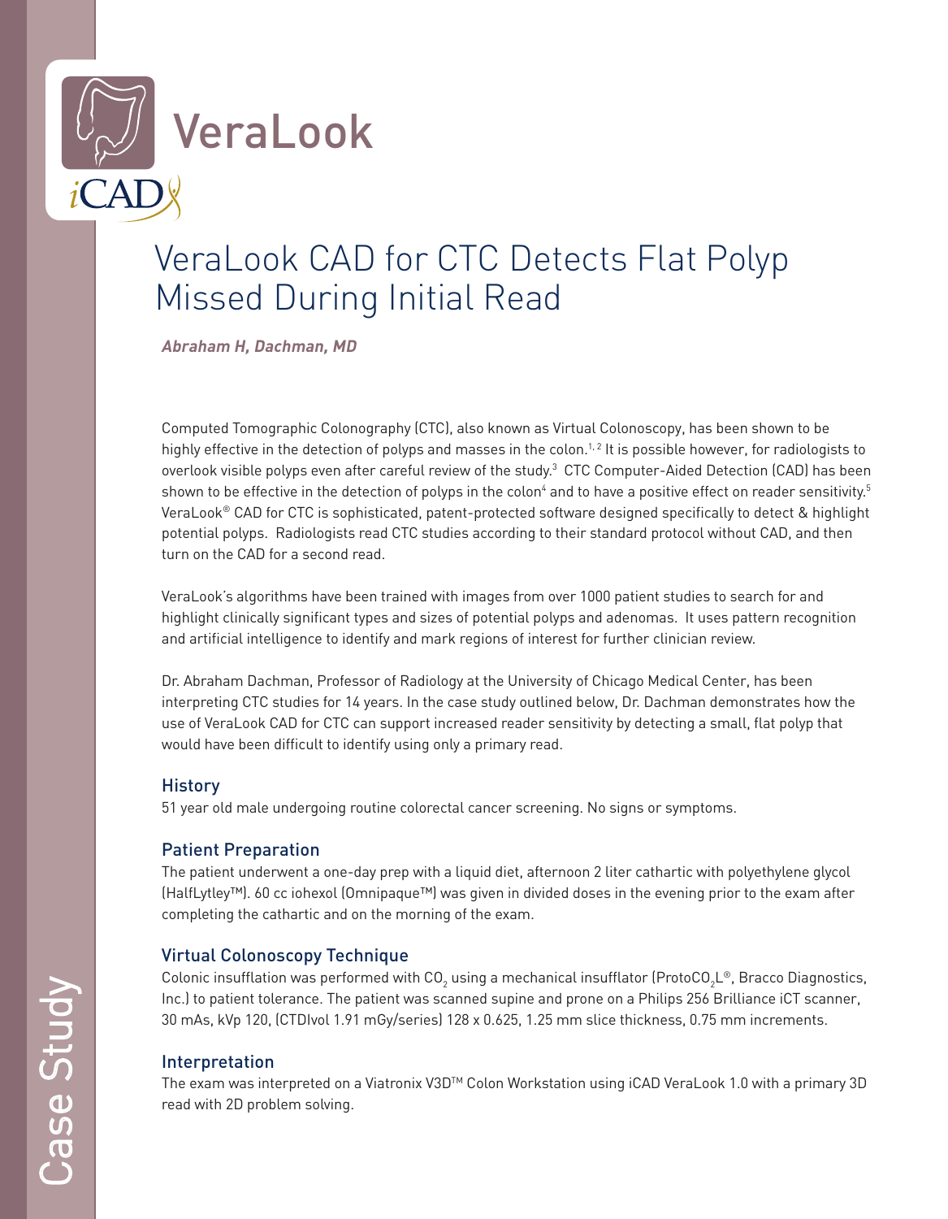VeraLook

iCAD

# VeraLook CAD for CTC Detects Flat Polyp Missed During Initial Read

***Abraham H, Dachman, MD***

Computed Tomographic Colonography (CTC), also known as Virtual Colonoscopy, has been shown to be highly effective in the detection of polyps and masses in the colon.[1, 2] It is possible however, for radiologists to overlook visible polyps even after careful review of the study.[3] CTC Computer-Aided Detection (CAD) has been shown to be effective in the detection of polyps in the colon[4] and to have a positive effect on reader sensitivity.[5] VeraLook® CAD for CTC is sophisticated, patent-protected software designed specifically to detect & highlight potential polyps. Radiologists read CTC studies according to their standard protocol without CAD, and then turn on the CAD for a second read.

VeraLook's algorithms have been trained with images from over 1000 patient studies to search for and highlight clinically significant types and sizes of potential polyps and adenomas. It uses pattern recognition and artificial intelligence to identify and mark regions of interest for further clinician review.

Dr. Abraham Dachman, Professor of Radiology at the University of Chicago Medical Center, has been interpreting CTC studies for 14 years. In the case study outlined below, Dr. Dachman demonstrates how the use of VeraLook CAD for CTC can support increased reader sensitivity by detecting a small, flat polyp that would have been difficult to identify using only a primary read.

## History

51 year old male undergoing routine colorectal cancer screening. No signs or symptoms.

## Patient Preparation

The patient underwent a one-day prep with a liquid diet, afternoon 2 liter cathartic with polyethylene glycol (HalfLytley™). 60 cc iohexol (Omnipaque™) was given in divided doses in the evening prior to the exam after completing the cathartic and on the morning of the exam.

## Virtual Colonoscopy Technique

Colonic insufflation was performed with $CO_2$ using a mechanical insufflator (Proto$CO_2$L®, Bracco Diagnostics, Inc.) to patient tolerance. The patient was scanned supine and prone on a Philips 256 Brilliance iCT scanner, 30 mAs, kVp 120, (CTDIvol 1.91 mGy/series) 128 x 0.625, 1.25 mm slice thickness, 0.75 mm increments.

## Interpretation

The exam was interpreted on a Viatronix V3D™ Colon Workstation using iCAD VeraLook 1.0 with a primary 3D read with 2D problem solving.

Case Study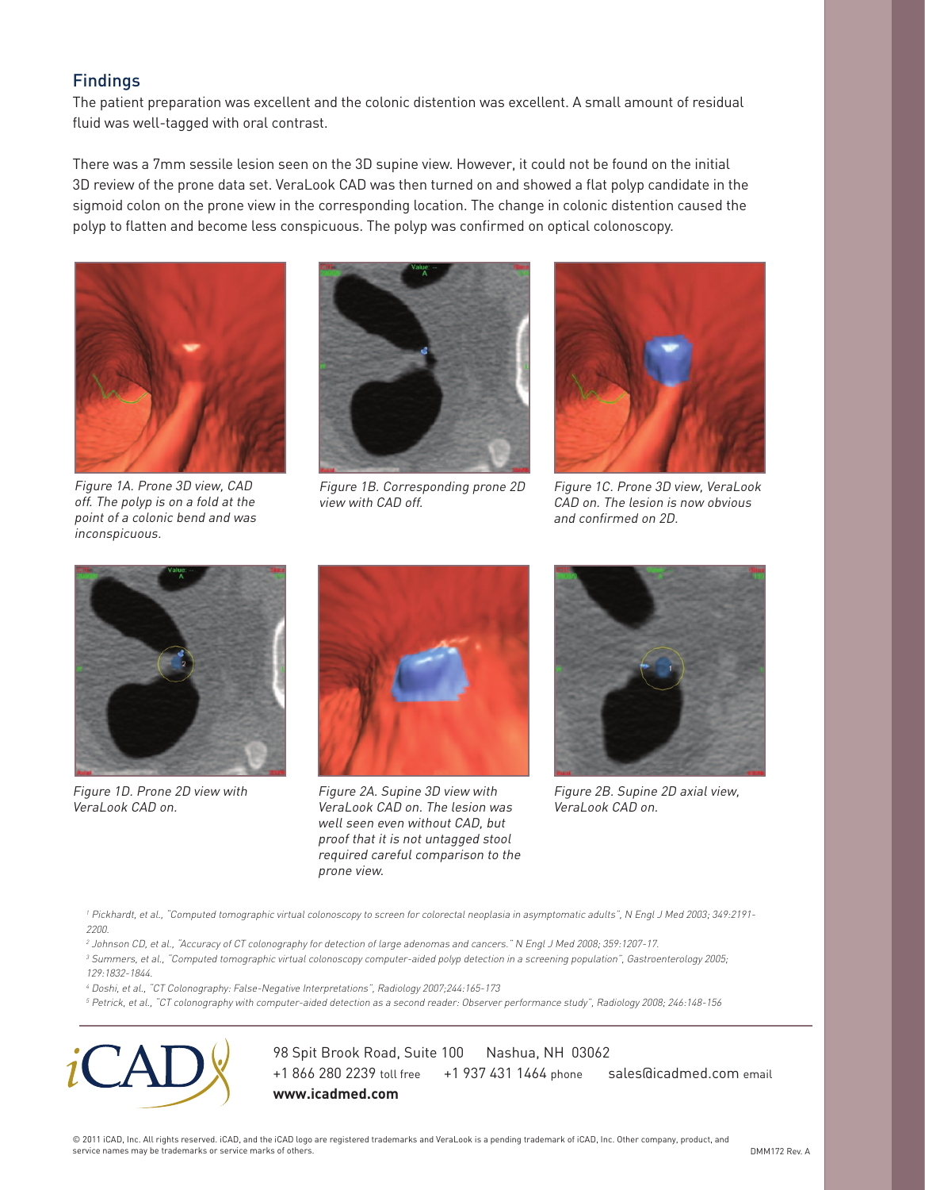## Findings

The patient preparation was excellent and the colonic distention was excellent. A small amount of residual fluid was well-tagged with oral contrast.

There was a 7mm sessile lesion seen on the 3D supine view. However, it could not be found on the initial 3D review of the prone data set. VeraLook CAD was then turned on and showed a flat polyp candidate in the sigmoid colon on the prone view in the corresponding location. The change in colonic distention caused the polyp to flatten and become less conspicuous. The polyp was confirmed on optical colonoscopy.

*Figure 1A. Prone 3D view, CAD off. The polyp is on a fold at the point of a colonic bend and was inconspicuous.*

*Figure 1B. Corresponding prone 2D view with CAD off.*

*Figure 1C. Prone 3D view, VeraLook CAD on. The lesion is now obvious and confirmed on 2D.*

*Figure 1D. Prone 2D view with VeraLook CAD on.*

*Figure 2A. Supine 3D view with VeraLook CAD on. The lesion was well seen even without CAD, but proof that it is not untagged stool required careful comparison to the prone view.*

*Figure 2B. Supine 2D axial view, VeraLook CAD on.*

[1] Pickhardt, et al., "Computed tomographic virtual colonoscopy to screen for colorectal neoplasia in asymptomatic adults", N Engl J Med 2003; 349:2191-2200.

[2] Johnson CD, et al., "Accuracy of CT colonography for detection of large adenomas and cancers." N Engl J Med 2008; 359:1207-17.

[3] Summers, et al., "Computed tomographic virtual colonoscopy computer-aided polyp detection in a screening population", Gastroenterology 2005; 129:1832-1844.

[4] Doshi, et al., "CT Colonography: False-Negative Interpretations", Radiology 2007;244:165-173

[5] Petrick, et al., "CT colonography with computer-aided detection as a second reader: Observer performance study", Radiology 2008; 246:148-156

iCAD

98 Spit Brook Road, Suite 100 Nashua, NH 03062
+1 866 280 2239 toll free +1 937 431 1464 phone sales@icadmed.com email
**www.icadmed.com**

© 2011 iCAD, Inc. All rights reserved. iCAD, and the iCAD logo are registered trademarks and VeraLook is a pending trademark of iCAD, Inc. Other company, product, and service names may be trademarks or service marks of others.

DMM172 Rev. A